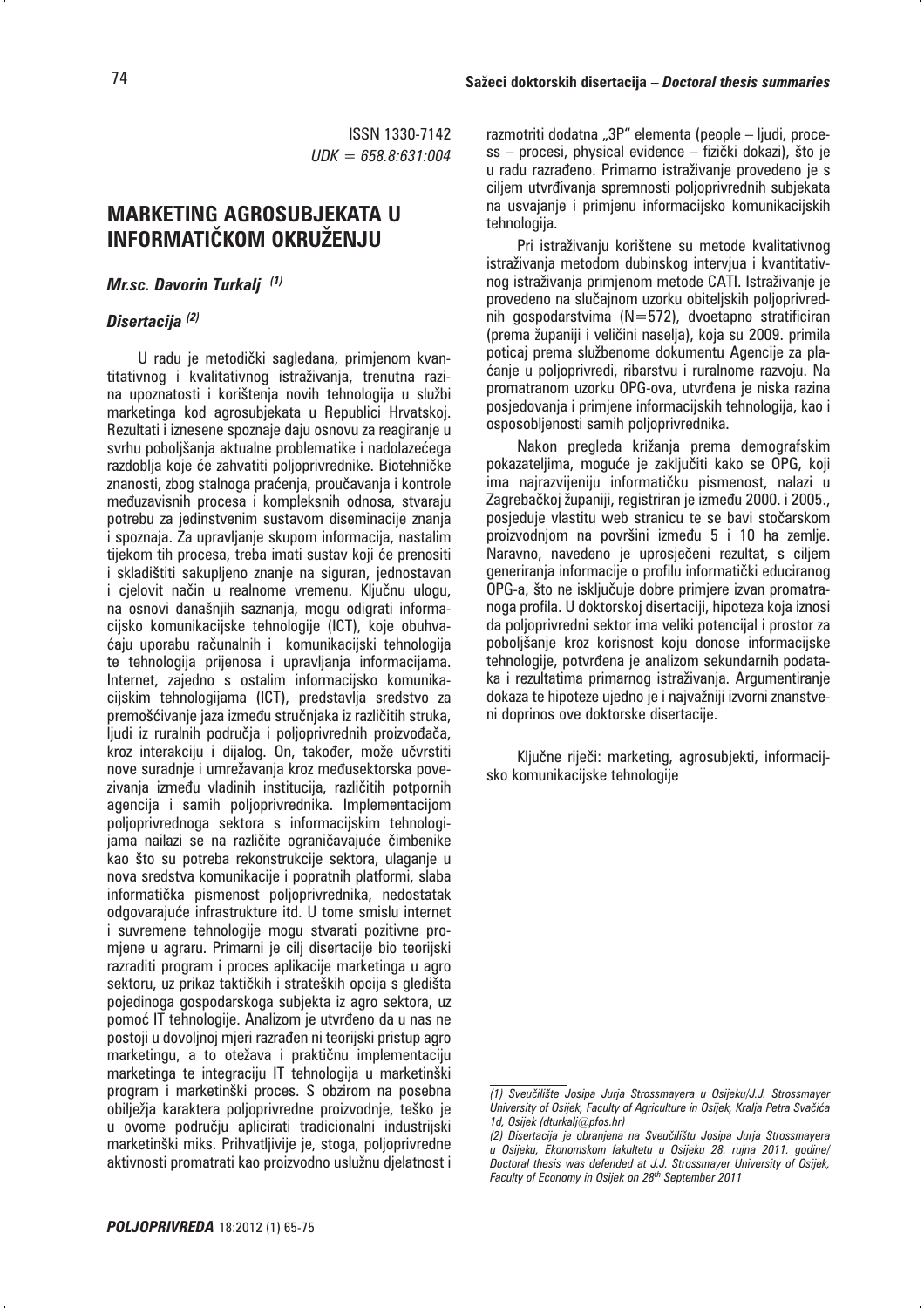ISSN 1330-7142
*UDK = 658.8:631:004*

# MARKETING AGROSUBJEKATA U INFORMATIČKOM OKRUŽENJU

***Mr.sc. Davorin Turkalj*** [(1)]

***Disertacija*** [(2)]

U radu je metodički sagledana, primjenom kvantitativnog i kvalitativnog istraživanja, trenutna razina upoznatosti i korištenja novih tehnologija u službi marketinga kod agrosubjekata u Republici Hrvatskoj. Rezultati i iznesene spoznaje daju osnovu za reagiranje u svrhu poboljšanja aktualne problematike i nadolazećega razdoblja koje će zahvatiti poljoprivrednike. Biotehničke znanosti, zbog stalnoga praćenja, proučavanja i kontrole međuzavisnih procesa i kompleksnih odnosa, stvaraju potrebu za jedinstvenim sustavom diseminacije znanja i spoznaja. Za upravljanje skupom informacija, nastalim tijekom tih procesa, treba imati sustav koji će prenositi i skladištiti sakupljeno znanje na siguran, jednostavan i cjelovit način u realnome vremenu. Ključnu ulogu, na osnovi današnjih saznanja, mogu odigrati informacijsko komunikacijske tehnologije (ICT), koje obuhvaćaju uporabu računalnih i komunikacijski tehnologija te tehnologija prijenosa i upravljanja informacijama. Internet, zajedno s ostalim informacijsko komunikacijskim tehnologijama (ICT), predstavlja sredstvo za premošćivanje jaza između stručnjaka iz različitih struka, ljudi iz ruralnih područja i poljoprivrednih proizvođača, kroz interakciju i dijalog. On, također, može učvrstiti nove suradnje i umrežavanja kroz međusektorska povezivanja između vladinih institucija, različitih potpornih agencija i samih poljoprivrednika. Implementacijom poljoprivrednoga sektora s informacijskim tehnologijama nailazi se na različite ograničavajuće čimbenike kao što su potreba rekonstrukcije sektora, ulaganje u nova sredstva komunikacije i popratnih platformi, slaba informatička pismenost poljoprivrednika, nedostatak odgovarajuće infrastrukture itd. U tome smislu internet i suvremene tehnologije mogu stvarati pozitivne promjene u agraru. Primarni je cilj disertacije bio teorijski razraditi program i proces aplikacije marketinga u agro sektoru, uz prikaz taktičkih i strateških opcija s gledišta pojedinoga gospodarskoga subjekta iz agro sektora, uz pomoć IT tehnologije. Analizom je utvrđeno da u nas ne postoji u dovoljnoj mjeri razrađen ni teorijski pristup agro marketingu, a to otežava i praktičnu implementaciju marketinga te integraciju IT tehnologija u marketinški program i marketinški proces. S obzirom na posebna obilježja karaktera poljoprivredne proizvodnje, teško je u ovome području aplicirati tradicionalni industrijski marketinški miks. Prihvatljivije je, stoga, poljoprivredne aktivnosti promatrati kao proizvodno uslužnu djelatnost i razmotriti dodatna „3P" elementa (people – ljudi, process – procesi, physical evidence – fizički dokazi), što je u radu razrađeno. Primarno istraživanje provedeno je s ciljem utvrđivanja spremnosti poljoprivrednih subjekata na usvajanje i primjenu informacijsko komunikacijskih tehnologija.

Pri istraživanju korištene su metode kvalitativnog istraživanja metodom dubinskog intervjua i kvantitativnog istraživanja primjenom metode CATI. Istraživanje je provedeno na slučajnom uzorku obiteljskih poljoprivrednih gospodarstvima (N=572), dvoetapno stratificiran (prema županiji i veličini naselja), koja su 2009. primila poticaj prema službenome dokumentu Agencije za plaćanje u poljoprivredi, ribarstvu i ruralnome razvoju. Na promatranom uzorku OPG-ova, utvrđena je niska razina posjedovanja i primjene informacijskih tehnologija, kao i osposobljenosti samih poljoprivrednika.

Nakon pregleda križanja prema demografskim pokazateljima, moguće je zaključiti kako se OPG, koji ima najrazvijeniju informatičku pismenost, nalazi u Zagrebačkoj županiji, registriran je između 2000. i 2005., posjeduje vlastitu web stranicu te se bavi stočarskom proizvodnjom na površini između 5 i 10 ha zemlje. Naravno, navedeno je uprosječeni rezultat, s ciljem generiranja informacije o profilu informatički educiranog OPG-a, što ne isključuje dobre primjere izvan promatranoga profila. U doktorskoj disertaciji, hipoteza koja iznosi da poljoprivredni sektor ima veliki potencijal i prostor za poboljšanje kroz korisnost koju donose informacijske tehnologije, potvrđena je analizom sekundarnih podataka i rezultatima primarnog istraživanja. Argumentiranje dokaza te hipoteze ujedno je i najvažniji izvorni znanstveni doprinos ove doktorske disertacije.

Ključne riječi: marketing, agrosubjekti, informacijsko komunikacijske tehnologije

---

*(1) Sveučilište Josipa Jurja Strossmayera u Osijeku/J.J. Strossmayer University of Osijek, Faculty of Agriculture in Osijek, Kralja Petra Svačića 1d, Osijek (dturkalj@pfos.hr)*

*(2) Disertacija je obranjena na Sveučilištu Josipa Jurja Strossmayera u Osijeku, Ekonomskom fakultetu u Osijeku 28. rujna 2011. godine/ Doctoral thesis was defended at J.J. Strossmayer University of Osijek, Faculty of Economy in Osijek on 28th September 2011*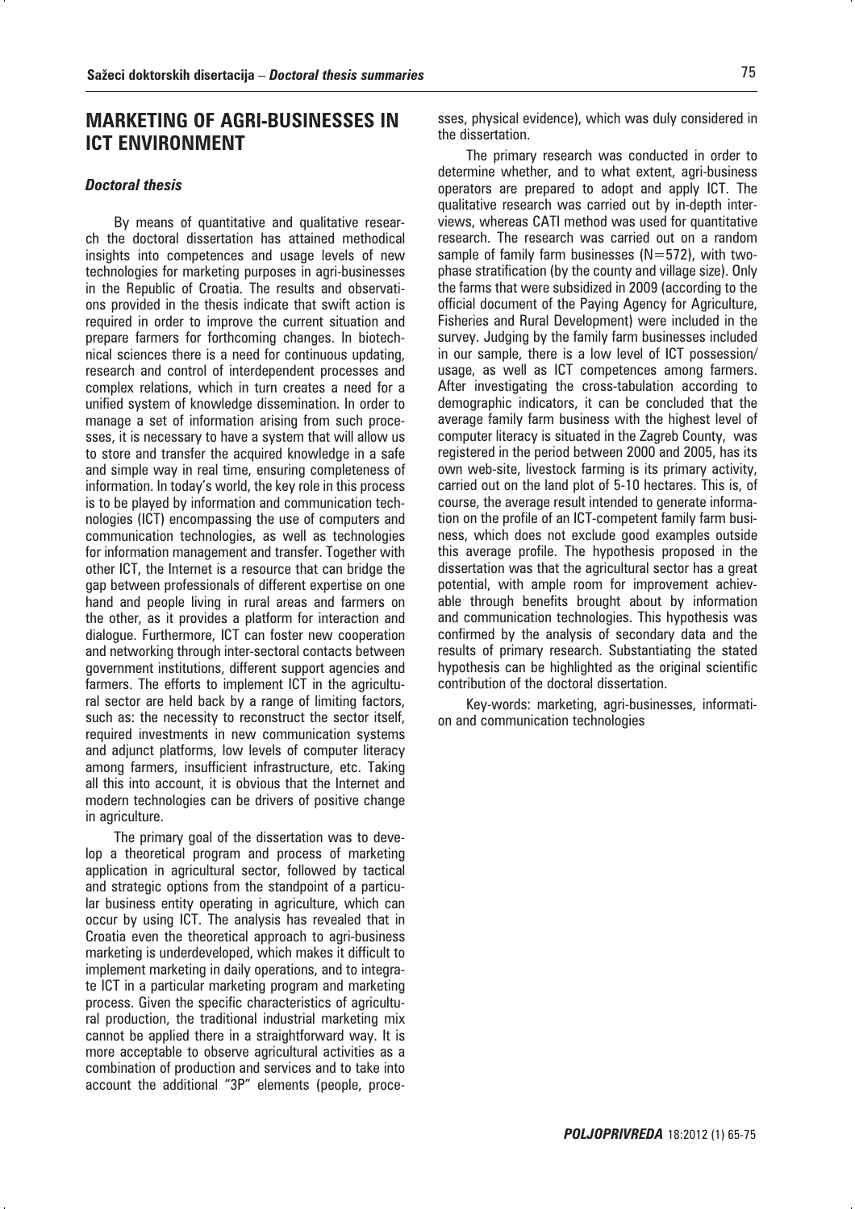## MARKETING OF AGRI-BUSINESSES IN ICT ENVIRONMENT

### *Doctoral thesis*

By means of quantitative and qualitative research the doctoral dissertation has attained methodical insights into competences and usage levels of new technologies for marketing purposes in agri-businesses in the Republic of Croatia. The results and observations provided in the thesis indicate that swift action is required in order to improve the current situation and prepare farmers for forthcoming changes. In biotechnical sciences there is a need for continuous updating, research and control of interdependent processes and complex relations, which in turn creates a need for a unified system of knowledge dissemination. In order to manage a set of information arising from such processes, it is necessary to have a system that will allow us to store and transfer the acquired knowledge in a safe and simple way in real time, ensuring completeness of information. In today's world, the key role in this process is to be played by information and communication technologies (ICT) encompassing the use of computers and communication technologies, as well as technologies for information management and transfer. Together with other ICT, the Internet is a resource that can bridge the gap between professionals of different expertise on one hand and people living in rural areas and farmers on the other, as it provides a platform for interaction and dialogue. Furthermore, ICT can foster new cooperation and networking through inter-sectoral contacts between government institutions, different support agencies and farmers. The efforts to implement ICT in the agricultural sector are held back by a range of limiting factors, such as: the necessity to reconstruct the sector itself, required investments in new communication systems and adjunct platforms, low levels of computer literacy among farmers, insufficient infrastructure, etc. Taking all this into account, it is obvious that the Internet and modern technologies can be drivers of positive change in agriculture.

The primary goal of the dissertation was to develop a theoretical program and process of marketing application in agricultural sector, followed by tactical and strategic options from the standpoint of a particular business entity operating in agriculture, which can occur by using ICT. The analysis has revealed that in Croatia even the theoretical approach to agri-business marketing is underdeveloped, which makes it difficult to implement marketing in daily operations, and to integrate ICT in a particular marketing program and marketing process. Given the specific characteristics of agricultural production, the traditional industrial marketing mix cannot be applied there in a straightforward way. It is more acceptable to observe agricultural activities as a combination of production and services and to take into account the additional "3P" elements (people, processes, physical evidence), which was duly considered in the dissertation.

The primary research was conducted in order to determine whether, and to what extent, agri-business operators are prepared to adopt and apply ICT. The qualitative research was carried out by in-depth interviews, whereas CATI method was used for quantitative research. The research was carried out on a random sample of family farm businesses (N=572), with two-phase stratification (by the county and village size). Only the farms that were subsidized in 2009 (according to the official document of the Paying Agency for Agriculture, Fisheries and Rural Development) were included in the survey. Judging by the family farm businesses included in our sample, there is a low level of ICT possession/usage, as well as ICT competences among farmers. After investigating the cross-tabulation according to demographic indicators, it can be concluded that the average family farm business with the highest level of computer literacy is situated in the Zagreb County, was registered in the period between 2000 and 2005, has its own web-site, livestock farming is its primary activity, carried out on the land plot of 5-10 hectares. This is, of course, the average result intended to generate information on the profile of an ICT-competent family farm business, which does not exclude good examples outside this average profile. The hypothesis proposed in the dissertation was that the agricultural sector has a great potential, with ample room for improvement achievable through benefits brought about by information and communication technologies. This hypothesis was confirmed by the analysis of secondary data and the results of primary research. Substantiating the stated hypothesis can be highlighted as the original scientific contribution of the doctoral dissertation.

Key-words: marketing, agri-businesses, information and communication technologies